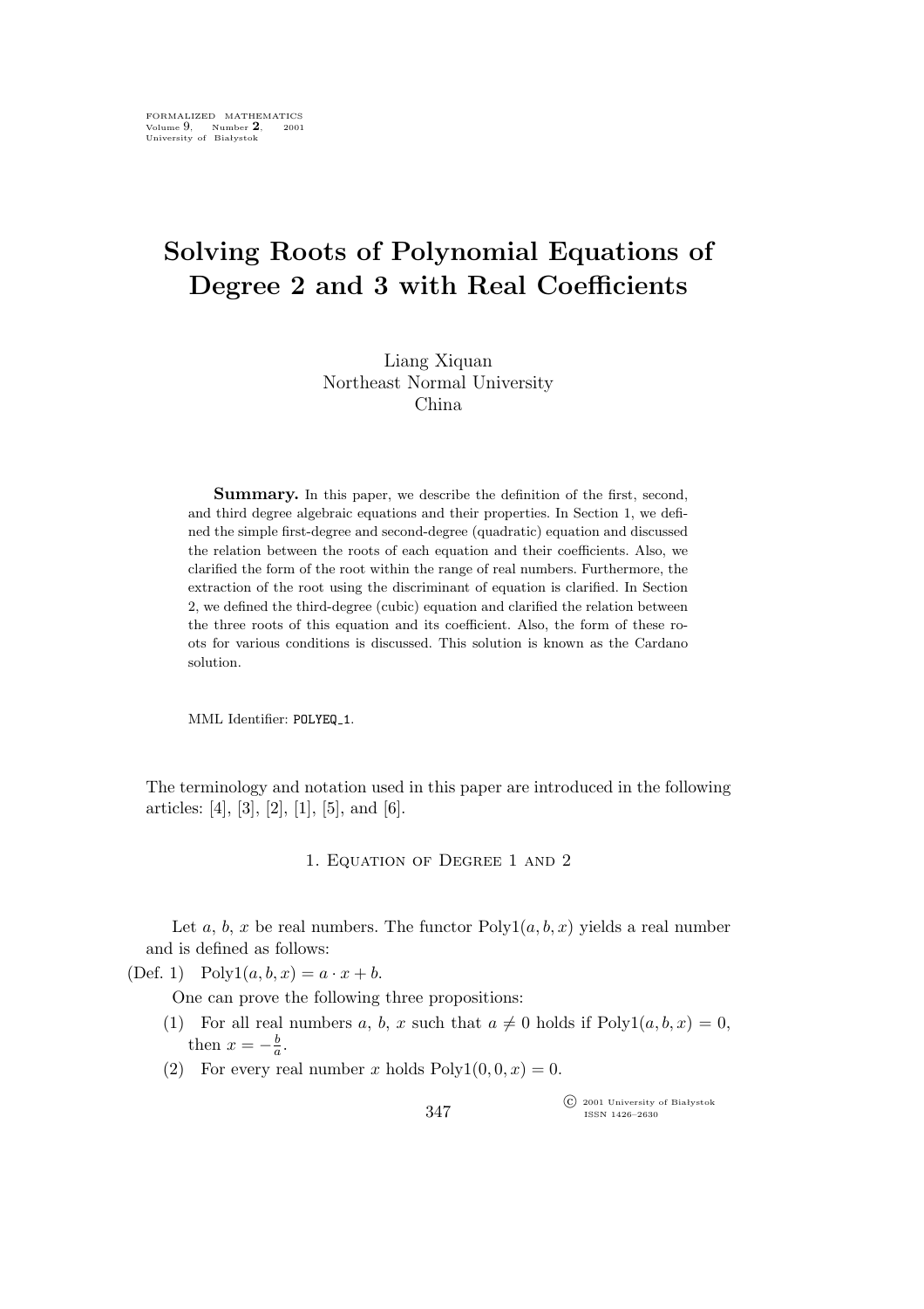# Solving Roots of Polynomial Equations of Degree 2 and 3 with Real Coefficients

Liang Xiquan
Northeast Normal University
China

**Summary.** In this paper, we describe the definition of the first, second, and third degree algebraic equations and their properties. In Section 1, we defined the simple first-degree and second-degree (quadratic) equation and discussed the relation between the roots of each equation and their coefficients. Also, we clarified the form of the root within the range of real numbers. Furthermore, the extraction of the root using the discriminant of equation is clarified. In Section 2, we defined the third-degree (cubic) equation and clarified the relation between the three roots of this equation and its coefficient. Also, the form of these roots for various conditions is discussed. This solution is known as the Cardano solution.

MML Identifier: POLYEQ_1.

The terminology and notation used in this paper are introduced in the following articles: [4], [3], [2], [1], [5], and [6].

## 1. Equation of Degree 1 and 2

Let $a$, $b$, $x$ be real numbers. The functor $\mathrm{Poly1}(a, b, x)$ yields a real number and is defined as follows:

(Def. 1) $\mathrm{Poly1}(a, b, x) = a \cdot x + b$.

One can prove the following three propositions:

(1) For all real numbers $a$, $b$, $x$ such that $a \neq 0$ holds if $\mathrm{Poly1}(a, b, x) = 0$, then $x = -\frac{b}{a}$.

(2) For every real number $x$ holds $\mathrm{Poly1}(0, 0, x) = 0$.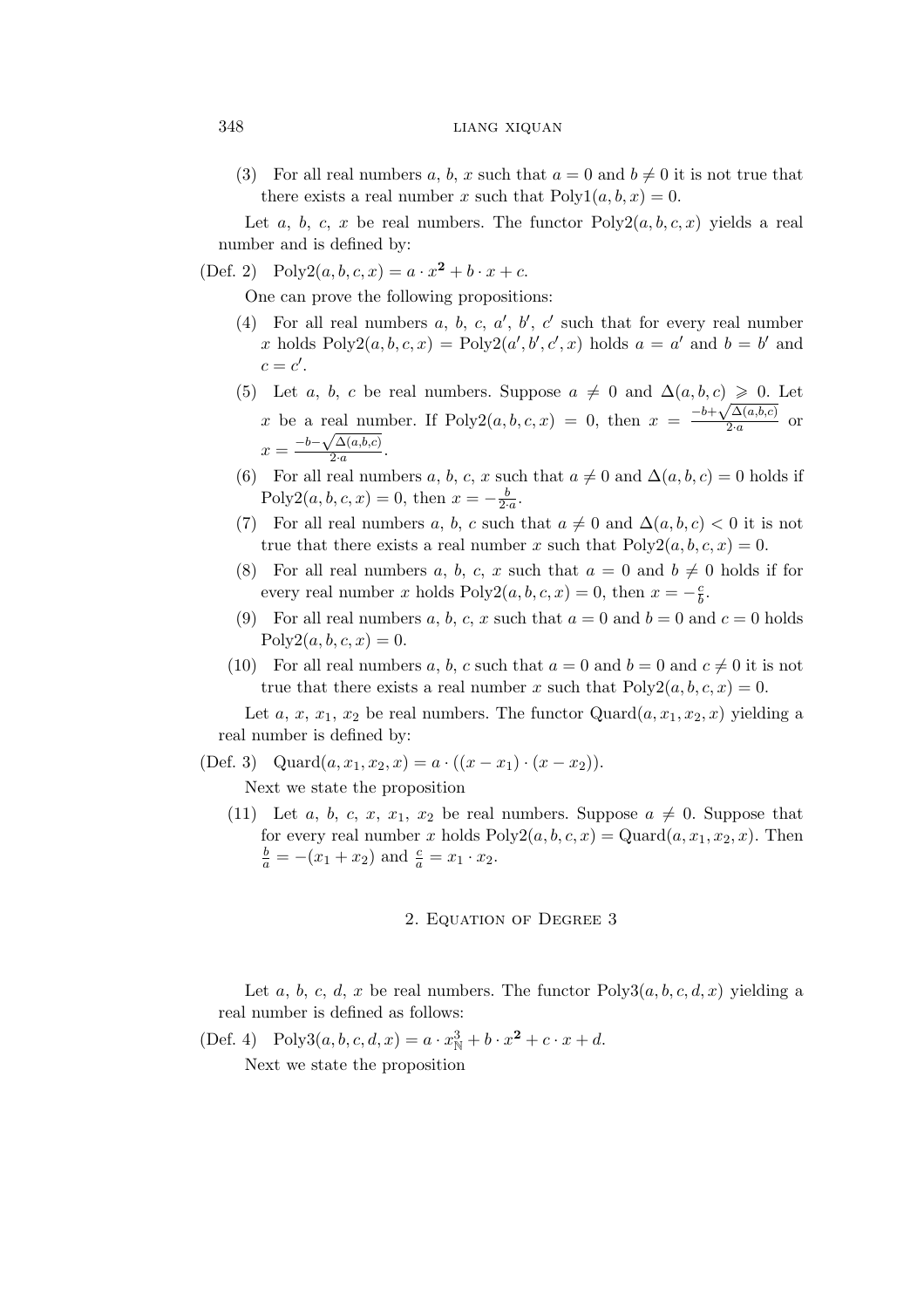(3) For all real numbers $a$, $b$, $x$ such that $a = 0$ and $b \neq 0$ it is not true that there exists a real number $x$ such that $\mathrm{Poly1}(a, b, x) = 0$.

Let $a$, $b$, $c$, $x$ be real numbers. The functor $\mathrm{Poly2}(a, b, c, x)$ yields a real number and is defined by:

(Def. 2) $\mathrm{Poly2}(a, b, c, x) = a \cdot x^{\mathbf{2}} + b \cdot x + c$.

One can prove the following propositions:

(4) For all real numbers $a$, $b$, $c$, $a'$, $b'$, $c'$ such that for every real number $x$ holds $\mathrm{Poly2}(a, b, c, x) = \mathrm{Poly2}(a', b', c', x)$ holds $a = a'$ and $b = b'$ and $c = c'$.

(5) Let $a$, $b$, $c$ be real numbers. Suppose $a \neq 0$ and $\Delta(a, b, c) \geqslant 0$. Let $x$ be a real number. If $\mathrm{Poly2}(a, b, c, x) = 0$, then $x = \frac{-b+\sqrt{\Delta(a,b,c)}}{2 \cdot a}$ or $x = \frac{-b-\sqrt{\Delta(a,b,c)}}{2 \cdot a}$.

(6) For all real numbers $a$, $b$, $c$, $x$ such that $a \neq 0$ and $\Delta(a, b, c) = 0$ holds if $\mathrm{Poly2}(a, b, c, x) = 0$, then $x = -\frac{b}{2 \cdot a}$.

(7) For all real numbers $a$, $b$, $c$ such that $a \neq 0$ and $\Delta(a, b, c) < 0$ it is not true that there exists a real number $x$ such that $\mathrm{Poly2}(a, b, c, x) = 0$.

(8) For all real numbers $a$, $b$, $c$, $x$ such that $a = 0$ and $b \neq 0$ holds if for every real number $x$ holds $\mathrm{Poly2}(a, b, c, x) = 0$, then $x = -\frac{c}{b}$.

(9) For all real numbers $a$, $b$, $c$, $x$ such that $a = 0$ and $b = 0$ and $c = 0$ holds $\mathrm{Poly2}(a, b, c, x) = 0$.

(10) For all real numbers $a$, $b$, $c$ such that $a = 0$ and $b = 0$ and $c \neq 0$ it is not true that there exists a real number $x$ such that $\mathrm{Poly2}(a, b, c, x) = 0$.

Let $a$, $x$, $x_1$, $x_2$ be real numbers. The functor $\mathrm{Quard}(a, x_1, x_2, x)$ yielding a real number is defined by:

(Def. 3) $\mathrm{Quard}(a, x_1, x_2, x) = a \cdot ((x - x_1) \cdot (x - x_2))$.

Next we state the proposition

(11) Let $a$, $b$, $c$, $x$, $x_1$, $x_2$ be real numbers. Suppose $a \neq 0$. Suppose that for every real number $x$ holds $\mathrm{Poly2}(a, b, c, x) = \mathrm{Quard}(a, x_1, x_2, x)$. Then $\frac{b}{a} = -(x_1 + x_2)$ and $\frac{c}{a} = x_1 \cdot x_2$.

## 2. Equation of Degree 3

Let $a$, $b$, $c$, $d$, $x$ be real numbers. The functor $\mathrm{Poly3}(a, b, c, d, x)$ yielding a real number is defined as follows:

(Def. 4) $\mathrm{Poly3}(a, b, c, d, x) = a \cdot x_{\mathbb{N}}^{3} + b \cdot x^{\mathbf{2}} + c \cdot x + d$.

Next we state the proposition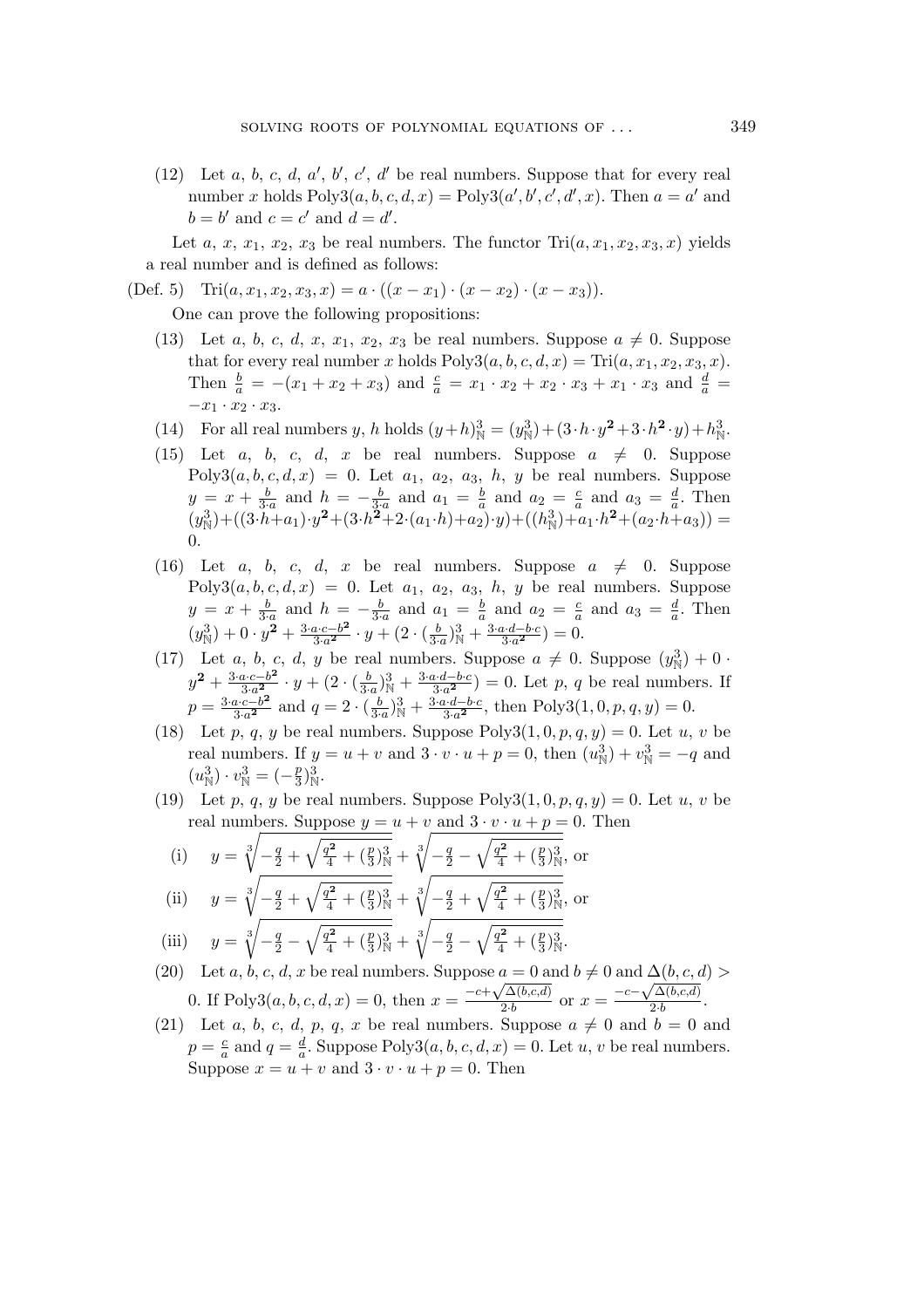(12) Let $a$, $b$, $c$, $d$, $a'$, $b'$, $c'$, $d'$ be real numbers. Suppose that for every real number $x$ holds $\mathrm{Poly3}(a, b, c, d, x) = \mathrm{Poly3}(a', b', c', d', x)$. Then $a = a'$ and $b = b'$ and $c = c'$ and $d = d'$.

Let $a$, $x$, $x_1$, $x_2$, $x_3$ be real numbers. The functor $\mathrm{Tri}(a, x_1, x_2, x_3, x)$ yields a real number and is defined as follows:

(Def. 5) $\mathrm{Tri}(a, x_1, x_2, x_3, x) = a \cdot ((x - x_1) \cdot (x - x_2) \cdot (x - x_3))$.

One can prove the following propositions:

(13) Let $a$, $b$, $c$, $d$, $x$, $x_1$, $x_2$, $x_3$ be real numbers. Suppose $a \neq 0$. Suppose that for every real number $x$ holds $\mathrm{Poly3}(a, b, c, d, x) = \mathrm{Tri}(a, x_1, x_2, x_3, x)$. Then $\frac{b}{a} = -(x_1 + x_2 + x_3)$ and $\frac{c}{a} = x_1 \cdot x_2 + x_2 \cdot x_3 + x_1 \cdot x_3$ and $\frac{d}{a} = -x_1 \cdot x_2 \cdot x_3$.

(14) For all real numbers $y$, $h$ holds $(y+h)^3_{\mathbb{N}} = (y^3_{\mathbb{N}}) + (3 \cdot h \cdot y^{\mathbf{2}} + 3 \cdot h^{\mathbf{2}} \cdot y) + h^3_{\mathbb{N}}$.

(15) Let $a$, $b$, $c$, $d$, $x$ be real numbers. Suppose $a \neq 0$. Suppose $\mathrm{Poly3}(a, b, c, d, x) = 0$. Let $a_1$, $a_2$, $a_3$, $h$, $y$ be real numbers. Suppose $y = x + \frac{b}{3 \cdot a}$ and $h = -\frac{b}{3 \cdot a}$ and $a_1 = \frac{b}{a}$ and $a_2 = \frac{c}{a}$ and $a_3 = \frac{d}{a}$. Then $(y^3_{\mathbb{N}}) + ((3 \cdot h + a_1) \cdot y^{\mathbf{2}} + (3 \cdot h^{\mathbf{2}} + 2 \cdot (a_1 \cdot h) + a_2) \cdot y) + ((h^3_{\mathbb{N}}) + a_1 \cdot h^{\mathbf{2}} + (a_2 \cdot h + a_3)) = 0$.

(16) Let $a$, $b$, $c$, $d$, $x$ be real numbers. Suppose $a \neq 0$. Suppose $\mathrm{Poly3}(a, b, c, d, x) = 0$. Let $a_1$, $a_2$, $a_3$, $h$, $y$ be real numbers. Suppose $y = x + \frac{b}{3 \cdot a}$ and $h = -\frac{b}{3 \cdot a}$ and $a_1 = \frac{b}{a}$ and $a_2 = \frac{c}{a}$ and $a_3 = \frac{d}{a}$. Then $(y^3_{\mathbb{N}}) + 0 \cdot y^{\mathbf{2}} + \frac{3 \cdot a \cdot c - b^{\mathbf{2}}}{3 \cdot a^{\mathbf{2}}} \cdot y + (2 \cdot (\frac{b}{3 \cdot a})^3_{\mathbb{N}} + \frac{3 \cdot a \cdot d - b \cdot c}{3 \cdot a^{\mathbf{2}}}) = 0$.

(17) Let $a$, $b$, $c$, $d$, $y$ be real numbers. Suppose $a \neq 0$. Suppose $(y^3_{\mathbb{N}}) + 0 \cdot y^{\mathbf{2}} + \frac{3 \cdot a \cdot c - b^{\mathbf{2}}}{3 \cdot a^{\mathbf{2}}} \cdot y + (2 \cdot (\frac{b}{3 \cdot a})^3_{\mathbb{N}} + \frac{3 \cdot a \cdot d - b \cdot c}{3 \cdot a^{\mathbf{2}}}) = 0$. Let $p$, $q$ be real numbers. If $p = \frac{3 \cdot a \cdot c - b^{\mathbf{2}}}{3 \cdot a^{\mathbf{2}}}$ and $q = 2 \cdot (\frac{b}{3 \cdot a})^3_{\mathbb{N}} + \frac{3 \cdot a \cdot d - b \cdot c}{3 \cdot a^{\mathbf{2}}}$, then $\mathrm{Poly3}(1, 0, p, q, y) = 0$.

(18) Let $p$, $q$, $y$ be real numbers. Suppose $\mathrm{Poly3}(1, 0, p, q, y) = 0$. Let $u$, $v$ be real numbers. If $y = u + v$ and $3 \cdot v \cdot u + p = 0$, then $(u^3_{\mathbb{N}}) + v^3_{\mathbb{N}} = -q$ and $(u^3_{\mathbb{N}}) \cdot v^3_{\mathbb{N}} = (-\frac{p}{3})^3_{\mathbb{N}}$.

(19) Let $p$, $q$, $y$ be real numbers. Suppose $\mathrm{Poly3}(1, 0, p, q, y) = 0$. Let $u$, $v$ be real numbers. Suppose $y = u + v$ and $3 \cdot v \cdot u + p = 0$. Then

(i) $y = \sqrt[3]{-\frac{q}{2} + \sqrt{\frac{q^{\mathbf{2}}}{4} + (\frac{p}{3})^3_{\mathbb{N}}}} + \sqrt[3]{-\frac{q}{2} - \sqrt{\frac{q^{\mathbf{2}}}{4} + (\frac{p}{3})^3_{\mathbb{N}}}}$, or

(ii) $y = \sqrt[3]{-\frac{q}{2} + \sqrt{\frac{q^{\mathbf{2}}}{4} + (\frac{p}{3})^3_{\mathbb{N}}}} + \sqrt[3]{-\frac{q}{2} + \sqrt{\frac{q^{\mathbf{2}}}{4} + (\frac{p}{3})^3_{\mathbb{N}}}}$, or

(iii) $y = \sqrt[3]{-\frac{q}{2} - \sqrt{\frac{q^{\mathbf{2}}}{4} + (\frac{p}{3})^3_{\mathbb{N}}}} + \sqrt[3]{-\frac{q}{2} - \sqrt{\frac{q^{\mathbf{2}}}{4} + (\frac{p}{3})^3_{\mathbb{N}}}}$.

(20) Let $a$, $b$, $c$, $d$, $x$ be real numbers. Suppose $a = 0$ and $b \neq 0$ and $\Delta(b, c, d) > 0$. If $\mathrm{Poly3}(a, b, c, d, x) = 0$, then $x = \frac{-c + \sqrt{\Delta(b,c,d)}}{2 \cdot b}$ or $x = \frac{-c - \sqrt{\Delta(b,c,d)}}{2 \cdot b}$.

(21) Let $a$, $b$, $c$, $d$, $p$, $q$, $x$ be real numbers. Suppose $a \neq 0$ and $b = 0$ and $p = \frac{c}{a}$ and $q = \frac{d}{a}$. Suppose $\mathrm{Poly3}(a, b, c, d, x) = 0$. Let $u$, $v$ be real numbers. Suppose $x = u + v$ and $3 \cdot v \cdot u + p = 0$. Then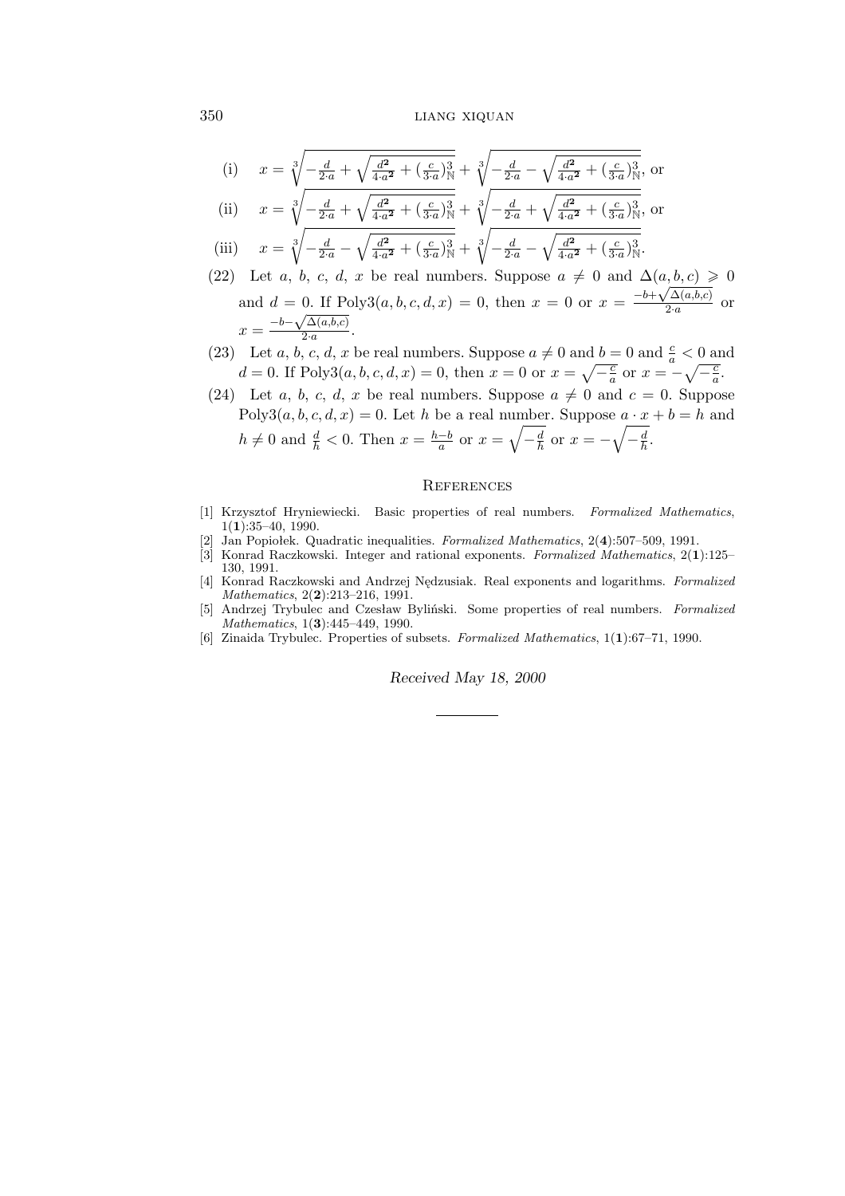(i) $x = \sqrt[3]{-\frac{d}{2 \cdot a} + \sqrt{\frac{d^{\mathbf{2}}}{4 \cdot a^{\mathbf{2}}} + (\frac{c}{3 \cdot a})^3_{\mathbb{N}}}} + \sqrt[3]{-\frac{d}{2 \cdot a} - \sqrt{\frac{d^{\mathbf{2}}}{4 \cdot a^{\mathbf{2}}} + (\frac{c}{3 \cdot a})^3_{\mathbb{N}}}}$, or

(ii) $x = \sqrt[3]{-\frac{d}{2 \cdot a} + \sqrt{\frac{d^{\mathbf{2}}}{4 \cdot a^{\mathbf{2}}} + (\frac{c}{3 \cdot a})^3_{\mathbb{N}}}} + \sqrt[3]{-\frac{d}{2 \cdot a} + \sqrt{\frac{d^{\mathbf{2}}}{4 \cdot a^{\mathbf{2}}} + (\frac{c}{3 \cdot a})^3_{\mathbb{N}}}}$, or

(iii) $x = \sqrt[3]{-\frac{d}{2 \cdot a} - \sqrt{\frac{d^{\mathbf{2}}}{4 \cdot a^{\mathbf{2}}} + (\frac{c}{3 \cdot a})^3_{\mathbb{N}}}} + \sqrt[3]{-\frac{d}{2 \cdot a} - \sqrt{\frac{d^{\mathbf{2}}}{4 \cdot a^{\mathbf{2}}} + (\frac{c}{3 \cdot a})^3_{\mathbb{N}}}}$.

(22) Let $a$, $b$, $c$, $d$, $x$ be real numbers. Suppose $a \neq 0$ and $\Delta(a, b, c) \geqslant 0$ and $d = 0$. If $\mathrm{Poly3}(a, b, c, d, x) = 0$, then $x = 0$ or $x = \frac{-b + \sqrt{\Delta(a,b,c)}}{2 \cdot a}$ or $x = \frac{-b - \sqrt{\Delta(a,b,c)}}{2 \cdot a}$.

(23) Let $a$, $b$, $c$, $d$, $x$ be real numbers. Suppose $a \neq 0$ and $b = 0$ and $\frac{c}{a} < 0$ and $d = 0$. If $\mathrm{Poly3}(a, b, c, d, x) = 0$, then $x = 0$ or $x = \sqrt{-\frac{c}{a}}$ or $x = -\sqrt{-\frac{c}{a}}$.

(24) Let $a$, $b$, $c$, $d$, $x$ be real numbers. Suppose $a \neq 0$ and $c = 0$. Suppose $\mathrm{Poly3}(a, b, c, d, x) = 0$. Let $h$ be a real number. Suppose $a \cdot x + b = h$ and $h \neq 0$ and $\frac{d}{h} < 0$. Then $x = \frac{h-b}{a}$ or $x = \sqrt{-\frac{d}{h}}$ or $x = -\sqrt{-\frac{d}{h}}$.

## References

[1] Krzysztof Hryniewiecki. Basic properties of real numbers. *Formalized Mathematics*, 1(**1**):35–40, 1990.

[2] Jan Popiołek. Quadratic inequalities. *Formalized Mathematics*, 2(**4**):507–509, 1991.

[3] Konrad Raczkowski. Integer and rational exponents. *Formalized Mathematics*, 2(**1**):125–130, 1991.

[4] Konrad Raczkowski and Andrzej Nędzusiak. Real exponents and logarithms. *Formalized Mathematics*, 2(**2**):213–216, 1991.

[5] Andrzej Trybulec and Czesław Byliński. Some properties of real numbers. *Formalized Mathematics*, 1(**3**):445–449, 1990.

[6] Zinaida Trybulec. Properties of subsets. *Formalized Mathematics*, 1(**1**):67–71, 1990.

*Received May 18, 2000*